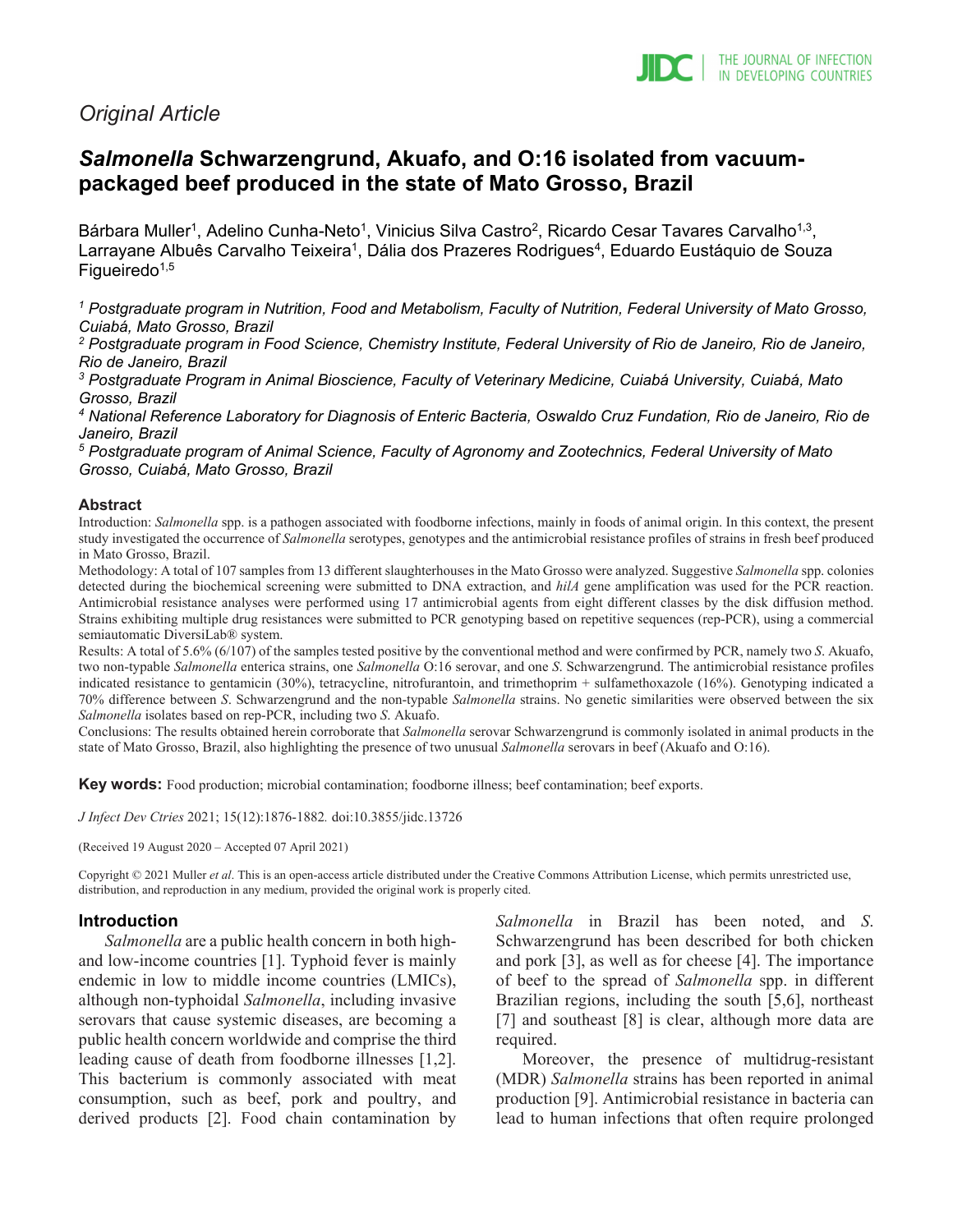*Original Article*

# *Salmonella* Schwarzengrund, Akuafo, and O:16 isolated from vacuum-packaged beef produced in the state of Mato Grosso, Brazil

Bárbara Muller[1], Adelino Cunha-Neto[1], Vinicius Silva Castro[2], Ricardo Cesar Tavares Carvalho[1,3], Larrayane Albuês Carvalho Teixeira[1], Dália dos Prazeres Rodrigues[4], Eduardo Eustáquio de Souza Figueiredo[1,5]

*[1] Postgraduate program in Nutrition, Food and Metabolism, Faculty of Nutrition, Federal University of Mato Grosso, Cuiabá, Mato Grosso, Brazil*
*[2] Postgraduate program in Food Science, Chemistry Institute, Federal University of Rio de Janeiro, Rio de Janeiro, Rio de Janeiro, Brazil*
*[3] Postgraduate Program in Animal Bioscience, Faculty of Veterinary Medicine, Cuiabá University, Cuiabá, Mato Grosso, Brazil*
*[4] National Reference Laboratory for Diagnosis of Enteric Bacteria, Oswaldo Cruz Fundation, Rio de Janeiro, Rio de Janeiro, Brazil*
*[5] Postgraduate program of Animal Science, Faculty of Agronomy and Zootechnics, Federal University of Mato Grosso, Cuiabá, Mato Grosso, Brazil*

## Abstract

Introduction: *Salmonella* spp. is a pathogen associated with foodborne infections, mainly in foods of animal origin. In this context, the present study investigated the occurrence of *Salmonella* serotypes, genotypes and the antimicrobial resistance profiles of strains in fresh beef produced in Mato Grosso, Brazil.

Methodology: A total of 107 samples from 13 different slaughterhouses in the Mato Grosso were analyzed. Suggestive *Salmonella* spp. colonies detected during the biochemical screening were submitted to DNA extraction, and *hilA* gene amplification was used for the PCR reaction. Antimicrobial resistance analyses were performed using 17 antimicrobial agents from eight different classes by the disk diffusion method. Strains exhibiting multiple drug resistances were submitted to PCR genotyping based on repetitive sequences (rep-PCR), using a commercial semiautomatic DiversiLab® system.

Results: A total of 5.6% (6/107) of the samples tested positive by the conventional method and were confirmed by PCR, namely two *S*. Akuafo, two non-typable *Salmonella* enterica strains, one *Salmonella* O:16 serovar, and one *S*. Schwarzengrund. The antimicrobial resistance profiles indicated resistance to gentamicin (30%), tetracycline, nitrofurantoin, and trimethoprim + sulfamethoxazole (16%). Genotyping indicated a 70% difference between *S*. Schwarzengrund and the non-typable *Salmonella* strains. No genetic similarities were observed between the six *Salmonella* isolates based on rep-PCR, including two *S*. Akuafo.

Conclusions: The results obtained herein corroborate that *Salmonella* serovar Schwarzengrund is commonly isolated in animal products in the state of Mato Grosso, Brazil, also highlighting the presence of two unusual *Salmonella* serovars in beef (Akuafo and O:16).

**Key words:** Food production; microbial contamination; foodborne illness; beef contamination; beef exports.

*J Infect Dev Ctries* 2021; 15(12):1876-1882*.* doi:10.3855/jidc.13726

(Received 19 August 2020 – Accepted 07 April 2021)

Copyright © 2021 Muller *et al*. This is an open-access article distributed under the Creative Commons Attribution License, which permits unrestricted use, distribution, and reproduction in any medium, provided the original work is properly cited.

## Introduction

*Salmonella* are a public health concern in both high- and low-income countries [1]. Typhoid fever is mainly endemic in low to middle income countries (LMICs), although non-typhoidal *Salmonella*, including invasive serovars that cause systemic diseases, are becoming a public health concern worldwide and comprise the third leading cause of death from foodborne illnesses [1,2]. This bacterium is commonly associated with meat consumption, such as beef, pork and poultry, and derived products [2]. Food chain contamination by *Salmonella* in Brazil has been noted, and *S*. Schwarzengrund has been described for both chicken and pork [3], as well as for cheese [4]. The importance of beef to the spread of *Salmonella* spp. in different Brazilian regions, including the south [5,6], northeast [7] and southeast [8] is clear, although more data are required.

Moreover, the presence of multidrug-resistant (MDR) *Salmonella* strains has been reported in animal production [9]. Antimicrobial resistance in bacteria can lead to human infections that often require prolonged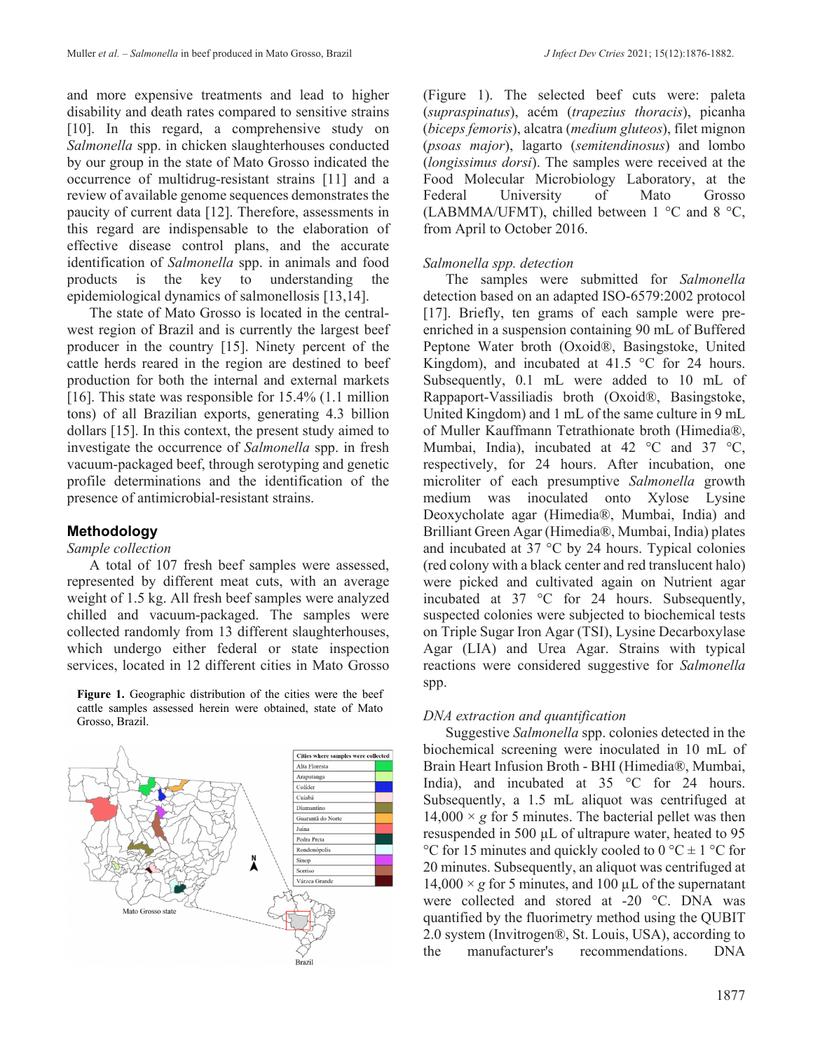and more expensive treatments and lead to higher disability and death rates compared to sensitive strains [10]. In this regard, a comprehensive study on *Salmonella* spp. in chicken slaughterhouses conducted by our group in the state of Mato Grosso indicated the occurrence of multidrug-resistant strains [11] and a review of available genome sequences demonstrates the paucity of current data [12]. Therefore, assessments in this regard are indispensable to the elaboration of effective disease control plans, and the accurate identification of *Salmonella* spp. in animals and food products is the key to understanding the epidemiological dynamics of salmonellosis [13,14].

The state of Mato Grosso is located in the central-west region of Brazil and is currently the largest beef producer in the country [15]. Ninety percent of the cattle herds reared in the region are destined to beef production for both the internal and external markets [16]. This state was responsible for 15.4% (1.1 million tons) of all Brazilian exports, generating 4.3 billion dollars [15]. In this context, the present study aimed to investigate the occurrence of *Salmonella* spp. in fresh vacuum-packaged beef, through serotyping and genetic profile determinations and the identification of the presence of antimicrobial-resistant strains.

## Methodology

*Sample collection*

A total of 107 fresh beef samples were assessed, represented by different meat cuts, with an average weight of 1.5 kg. All fresh beef samples were analyzed chilled and vacuum-packaged. The samples were collected randomly from 13 different slaughterhouses, which undergo either federal or state inspection services, located in 12 different cities in Mato Grosso (Figure 1). The selected beef cuts were: paleta (*supraspinatus*), acém (*trapezius thoracis*), picanha (*biceps femoris*), alcatra (*medium gluteos*), filet mignon (*psoas major*), lagarto (*semitendinosus*) and lombo (*longissimus dorsi*). The samples were received at the Food Molecular Microbiology Laboratory, at the Federal University of Mato Grosso (LABMMA/UFMT), chilled between 1 °C and 8 °C, from April to October 2016.

**Figure 1.** Geographic distribution of the cities were the beef cattle samples assessed herein were obtained, state of Mato Grosso, Brazil.

*Salmonella spp. detection*

The samples were submitted for *Salmonella* detection based on an adapted ISO-6579:2002 protocol [17]. Briefly, ten grams of each sample were pre-enriched in a suspension containing 90 mL of Buffered Peptone Water broth (Oxoid®, Basingstoke, United Kingdom), and incubated at 41.5 °C for 24 hours. Subsequently, 0.1 mL were added to 10 mL of Rappaport-Vassiliadis broth (Oxoid®, Basingstoke, United Kingdom) and 1 mL of the same culture in 9 mL of Muller Kauffmann Tetrathionate broth (Himedia®, Mumbai, India), incubated at 42 °C and 37 °C, respectively, for 24 hours. After incubation, one microliter of each presumptive *Salmonella* growth medium was inoculated onto Xylose Lysine Deoxycholate agar (Himedia®, Mumbai, India) and Brilliant Green Agar (Himedia®, Mumbai, India) plates and incubated at 37 °C by 24 hours. Typical colonies (red colony with a black center and red translucent halo) were picked and cultivated again on Nutrient agar incubated at 37 °C for 24 hours. Subsequently, suspected colonies were subjected to biochemical tests on Triple Sugar Iron Agar (TSI), Lysine Decarboxylase Agar (LIA) and Urea Agar. Strains with typical reactions were considered suggestive for *Salmonella* spp.

*DNA extraction and quantification*

Suggestive *Salmonella* spp. colonies detected in the biochemical screening were inoculated in 10 mL of Brain Heart Infusion Broth - BHI (Himedia®, Mumbai, India), and incubated at 35 °C for 24 hours. Subsequently, a 1.5 mL aliquot was centrifuged at 14,000 × *g* for 5 minutes. The bacterial pellet was then resuspended in 500 µL of ultrapure water, heated to 95 °C for 15 minutes and quickly cooled to 0 °C ± 1 °C for 20 minutes. Subsequently, an aliquot was centrifuged at 14,000 × *g* for 5 minutes, and 100 µL of the supernatant were collected and stored at -20 °C. DNA was quantified by the fluorimetry method using the QUBIT 2.0 system (Invitrogen®, St. Louis, USA), according to the manufacturer's recommendations. DNA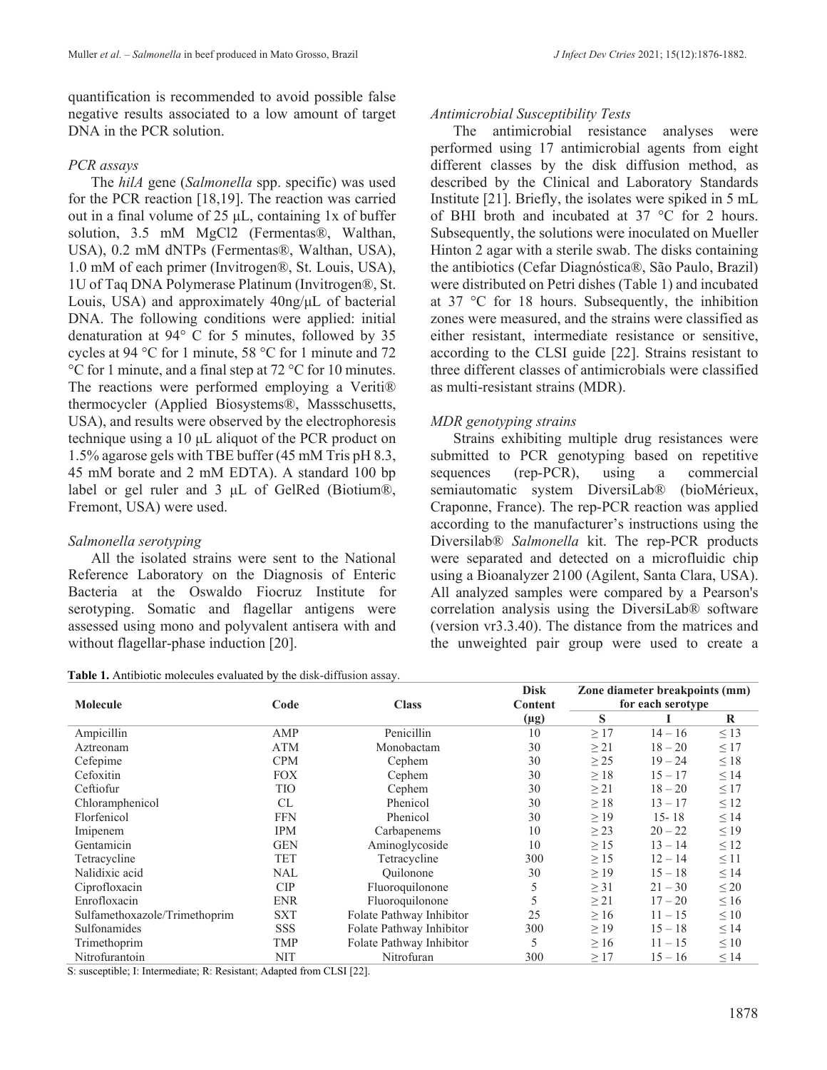quantification is recommended to avoid possible false negative results associated to a low amount of target DNA in the PCR solution.

### PCR assays

The *hilA* gene (*Salmonella* spp. specific) was used for the PCR reaction [18,19]. The reaction was carried out in a final volume of 25 µL, containing 1x of buffer solution, 3.5 mM $MgCl_2$ (Fermentas®, Walthan, USA), 0.2 mM dNTPs (Fermentas®, Walthan, USA), 1.0 mM of each primer (Invitrogen®, St. Louis, USA), 1U of Taq DNA Polymerase Platinum (Invitrogen®, St. Louis, USA) and approximately 40ng/µL of bacterial DNA. The following conditions were applied: initial denaturation at 94° C for 5 minutes, followed by 35 cycles at 94 °C for 1 minute, 58 °C for 1 minute and 72 °C for 1 minute, and a final step at 72 °C for 10 minutes. The reactions were performed employing a Veriti® thermocycler (Applied Biosystems®, Massschusetts, USA), and results were observed by the electrophoresis technique using a 10 µL aliquot of the PCR product on 1.5% agarose gels with TBE buffer (45 mM Tris pH 8.3, 45 mM borate and 2 mM EDTA). A standard 100 bp label or gel ruler and 3 µL of GelRed (Biotium®, Fremont, USA) were used.

### Salmonella serotyping

All the isolated strains were sent to the National Reference Laboratory on the Diagnosis of Enteric Bacteria at the Oswaldo Fiocruz Institute for serotyping. Somatic and flagellar antigens were assessed using mono and polyvalent antisera with and without flagellar-phase induction [20].

### Antimicrobial Susceptibility Tests

The antimicrobial resistance analyses were performed using 17 antimicrobial agents from eight different classes by the disk diffusion method, as described by the Clinical and Laboratory Standards Institute [21]. Briefly, the isolates were spiked in 5 mL of BHI broth and incubated at 37 °C for 2 hours. Subsequently, the solutions were inoculated on Mueller Hinton 2 agar with a sterile swab. The disks containing the antibiotics (Cefar Diagnóstica®, São Paulo, Brazil) were distributed on Petri dishes (Table 1) and incubated at 37 °C for 18 hours. Subsequently, the inhibition zones were measured, and the strains were classified as either resistant, intermediate resistance or sensitive, according to the CLSI guide [22]. Strains resistant to three different classes of antimicrobials were classified as multi-resistant strains (MDR).

### MDR genotyping strains

Strains exhibiting multiple drug resistances were submitted to PCR genotyping based on repetitive sequences (rep-PCR), using a commercial semiautomatic system DiversiLab® (bioMérieux, Craponne, France). The rep-PCR reaction was applied according to the manufacturer's instructions using the Diversilab® *Salmonella* kit. The rep-PCR products were separated and detected on a microfluidic chip using a Bioanalyzer 2100 (Agilent, Santa Clara, USA). All analyzed samples were compared by a Pearson's correlation analysis using the DiversiLab® software (version vr3.3.40). The distance from the matrices and the unweighted pair group were used to create a

**Table 1.** Antibiotic molecules evaluated by the disk-diffusion assay.

| Molecule | Code | Class | Disk Content (µg) | Zone diameter breakpoints (mm) for each serotype | | |
|---|---|---|---|---|---|---|
| | | | | S | I | R |
| Ampicillin | AMP | Penicillin | 10 | ≥ 17 | 14 – 16 | ≤ 13 |
| Aztreonam | ATM | Monobactam | 30 | ≥ 21 | 18 – 20 | ≤ 17 |
| Cefepime | CPM | Cephem | 30 | ≥ 25 | 19 – 24 | ≤ 18 |
| Cefoxitin | FOX | Cephem | 30 | ≥ 18 | 15 – 17 | ≤ 14 |
| Ceftiofur | TIO | Cephem | 30 | ≥ 21 | 18 – 20 | ≤ 17 |
| Chloramphenicol | CL | Phenicol | 30 | ≥ 18 | 13 – 17 | ≤ 12 |
| Florfenicol | FFN | Phenicol | 30 | ≥ 19 | 15- 18 | ≤ 14 |
| Imipenem | IPM | Carbapenems | 10 | ≥ 23 | 20 – 22 | ≤ 19 |
| Gentamicin | GEN | Aminoglycoside | 10 | ≥ 15 | 13 – 14 | ≤ 12 |
| Tetracycline | TET | Tetracycline | 300 | ≥ 15 | 12 – 14 | ≤ 11 |
| Nalidixic acid | NAL | Quilonone | 30 | ≥ 19 | 15 – 18 | ≤ 14 |
| Ciprofloxacin | CIP | Fluoroquilonone | 5 | ≥ 31 | 21 – 30 | ≤ 20 |
| Enrofloxacin | ENR | Fluoroquilonone | 5 | ≥ 21 | 17 – 20 | ≤ 16 |
| Sulfamethoxazole/Trimethoprim | SXT | Folate Pathway Inhibitor | 25 | ≥ 16 | 11 – 15 | ≤ 10 |
| Sulfonamides | SSS | Folate Pathway Inhibitor | 300 | ≥ 19 | 15 – 18 | ≤ 14 |
| Trimethoprim | TMP | Folate Pathway Inhibitor | 5 | ≥ 16 | 11 – 15 | ≤ 10 |
| Nitrofurantoin | NIT | Nitrofuran | 300 | ≥ 17 | 15 – 16 | ≤ 14 |

S: susceptible; I: Intermediate; R: Resistant; Adapted from CLSI [22].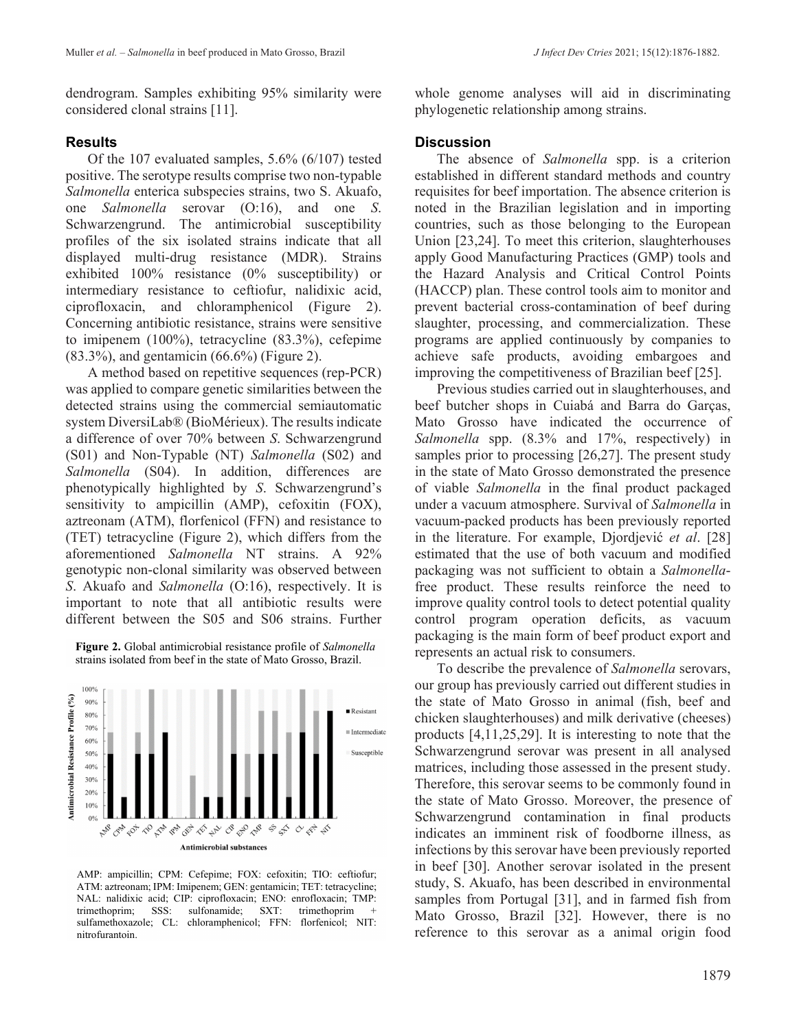dendrogram. Samples exhibiting 95% similarity were considered clonal strains [11].

## Results

Of the 107 evaluated samples, 5.6% (6/107) tested positive. The serotype results comprise two non-typable *Salmonella* enterica subspecies strains, two S. Akuafo, one *Salmonella* serovar (O:16), and one *S*. Schwarzengrund. The antimicrobial susceptibility profiles of the six isolated strains indicate that all displayed multi-drug resistance (MDR). Strains exhibited 100% resistance (0% susceptibility) or intermediary resistance to ceftiofur, nalidixic acid, ciprofloxacin, and chloramphenicol (Figure 2). Concerning antibiotic resistance, strains were sensitive to imipenem (100%), tetracycline (83.3%), cefepime (83.3%), and gentamicin (66.6%) (Figure 2).

A method based on repetitive sequences (rep-PCR) was applied to compare genetic similarities between the detected strains using the commercial semiautomatic system DiversiLab® (BioMérieux). The results indicate a difference of over 70% between *S*. Schwarzengrund (S01) and Non-Typable (NT) *Salmonella* (S02) and *Salmonella* (S04). In addition, differences are phenotypically highlighted by *S*. Schwarzengrund's sensitivity to ampicillin (AMP), cefoxitin (FOX), aztreonam (ATM), florfenicol (FFN) and resistance to (TET) tetracycline (Figure 2), which differs from the aforementioned *Salmonella* NT strains. A 92% genotypic non-clonal similarity was observed between *S*. Akuafo and *Salmonella* (O:16), respectively. It is important to note that all antibiotic results were different between the S05 and S06 strains. Further whole genome analyses will aid in discriminating phylogenetic relationship among strains.

**Figure 2.** Global antimicrobial resistance profile of *Salmonella* strains isolated from beef in the state of Mato Grosso, Brazil.

AMP: ampicillin; CPM: Cefepime; FOX: cefoxitin; TIO: ceftiofur; ATM: aztreonam; IPM: Imipenem; GEN: gentamicin; TET: tetracycline; NAL: nalidixic acid; CIP: ciprofloxacin; ENO: enrofloxacin; TMP: trimethoprim; SSS: sulfonamide; SXT: trimethoprim + sulfamethoxazole; CL: chloramphenicol; FFN: florfenicol; NIT: nitrofurantoin.

## Discussion

The absence of *Salmonella* spp. is a criterion established in different standard methods and country requisites for beef importation. The absence criterion is noted in the Brazilian legislation and in importing countries, such as those belonging to the European Union [23,24]. To meet this criterion, slaughterhouses apply Good Manufacturing Practices (GMP) tools and the Hazard Analysis and Critical Control Points (HACCP) plan. These control tools aim to monitor and prevent bacterial cross-contamination of beef during slaughter, processing, and commercialization. These programs are applied continuously by companies to achieve safe products, avoiding embargoes and improving the competitiveness of Brazilian beef [25].

Previous studies carried out in slaughterhouses, and beef butcher shops in Cuiabá and Barra do Garças, Mato Grosso have indicated the occurrence of *Salmonella* spp. (8.3% and 17%, respectively) in samples prior to processing [26,27]. The present study in the state of Mato Grosso demonstrated the presence of viable *Salmonella* in the final product packaged under a vacuum atmosphere. Survival of *Salmonella* in vacuum-packed products has been previously reported in the literature. For example, Djordjević *et al*. [28] estimated that the use of both vacuum and modified packaging was not sufficient to obtain a *Salmonella*-free product. These results reinforce the need to improve quality control tools to detect potential quality control program operation deficits, as vacuum packaging is the main form of beef product export and represents an actual risk to consumers.

To describe the prevalence of *Salmonella* serovars, our group has previously carried out different studies in the state of Mato Grosso in animal (fish, beef and chicken slaughterhouses) and milk derivative (cheeses) products [4,11,25,29]. It is interesting to note that the Schwarzengrund serovar was present in all analysed matrices, including those assessed in the present study. Therefore, this serovar seems to be commonly found in the state of Mato Grosso. Moreover, the presence of Schwarzengrund contamination in final products indicates an imminent risk of foodborne illness, as infections by this serovar have been previously reported in beef [30]. Another serovar isolated in the present study, S. Akuafo, has been described in environmental samples from Portugal [31], and in farmed fish from Mato Grosso, Brazil [32]. However, there is no reference to this serovar as a animal origin food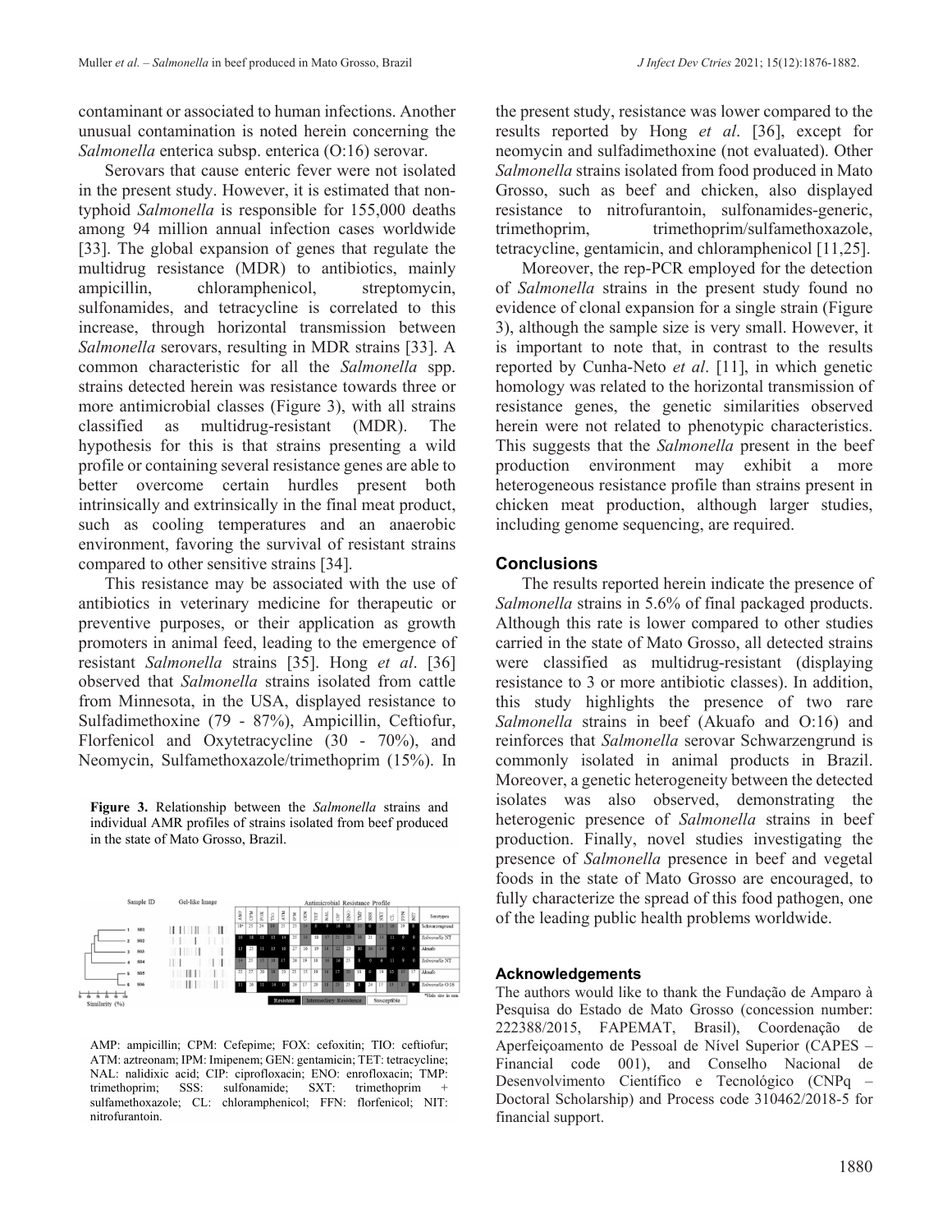contaminant or associated to human infections. Another unusual contamination is noted herein concerning the *Salmonella* enterica subsp. enterica (O:16) serovar.

Serovars that cause enteric fever were not isolated in the present study. However, it is estimated that non-typhoid *Salmonella* is responsible for 155,000 deaths among 94 million annual infection cases worldwide [33]. The global expansion of genes that regulate the multidrug resistance (MDR) to antibiotics, mainly ampicillin, chloramphenicol, streptomycin, sulfonamides, and tetracycline is correlated to this increase, through horizontal transmission between *Salmonella* serovars, resulting in MDR strains [33]. A common characteristic for all the *Salmonella* spp. strains detected herein was resistance towards three or more antimicrobial classes (Figure 3), with all strains classified as multidrug-resistant (MDR). The hypothesis for this is that strains presenting a wild profile or containing several resistance genes are able to better overcome certain hurdles present both intrinsically and extrinsically in the final meat product, such as cooling temperatures and an anaerobic environment, favoring the survival of resistant strains compared to other sensitive strains [34].

This resistance may be associated with the use of antibiotics in veterinary medicine for therapeutic or preventive purposes, or their application as growth promoters in animal feed, leading to the emergence of resistant *Salmonella* strains [35]. Hong *et al*. [36] observed that *Salmonella* strains isolated from cattle from Minnesota, in the USA, displayed resistance to Sulfadimethoxine (79 - 87%), Ampicillin, Ceftiofur, Florfenicol and Oxytetracycline (30 - 70%), and Neomycin, Sulfamethoxazole/trimethoprim (15%). In the present study, resistance was lower compared to the results reported by Hong *et al*. [36], except for neomycin and sulfadimethoxine (not evaluated). Other *Salmonella* strains isolated from food produced in Mato Grosso, such as beef and chicken, also displayed resistance to nitrofurantoin, sulfonamides-generic, trimethoprim, trimethoprim/sulfamethoxazole, tetracycline, gentamicin, and chloramphenicol [11,25].

Moreover, the rep-PCR employed for the detection of *Salmonella* strains in the present study found no evidence of clonal expansion for a single strain (Figure 3), although the sample size is very small. However, it is important to note that, in contrast to the results reported by Cunha-Neto *et al*. [11], in which genetic homology was related to the horizontal transmission of resistance genes, the genetic similarities observed herein were not related to phenotypic characteristics. This suggests that the *Salmonella* present in the beef production environment may exhibit a more heterogeneous resistance profile than strains present in chicken meat production, although larger studies, including genome sequencing, are required.

**Figure 3.** Relationship between the *Salmonella* strains and individual AMR profiles of strains isolated from beef produced in the state of Mato Grosso, Brazil.

AMP: ampicillin; CPM: Cefepime; FOX: cefoxitin; TIO: ceftiofur; ATM: aztreonam; IPM: Imipenem; GEN: gentamicin; TET: tetracycline; NAL: nalidixic acid; CIP: ciprofloxacin; ENO: enrofloxacin; TMP: trimethoprim; SSS: sulfonamide; SXT: trimethoprim + sulfamethoxazole; CL: chloramphenicol; FFN: florfenicol; NIT: nitrofurantoin.

## Conclusions

The results reported herein indicate the presence of *Salmonella* strains in 5.6% of final packaged products. Although this rate is lower compared to other studies carried in the state of Mato Grosso, all detected strains were classified as multidrug-resistant (displaying resistance to 3 or more antibiotic classes). In addition, this study highlights the presence of two rare *Salmonella* strains in beef (Akuafo and O:16) and reinforces that *Salmonella* serovar Schwarzengrund is commonly isolated in animal products in Brazil. Moreover, a genetic heterogeneity between the detected isolates was also observed, demonstrating the heterogenic presence of *Salmonella* strains in beef production. Finally, novel studies investigating the presence of *Salmonella* presence in beef and vegetal foods in the state of Mato Grosso are encouraged, to fully characterize the spread of this food pathogen, one of the leading public health problems worldwide.

### Acknowledgements

The authors would like to thank the Fundação de Amparo à Pesquisa do Estado de Mato Grosso (concession number: 222388/2015, FAPEMAT, Brasil), Coordenação de Aperfeiçoamento de Pessoal de Nível Superior (CAPES – Financial code 001), and Conselho Nacional de Desenvolvimento Científico e Tecnológico (CNPq – Doctoral Scholarship) and Process code 310462/2018-5 for financial support.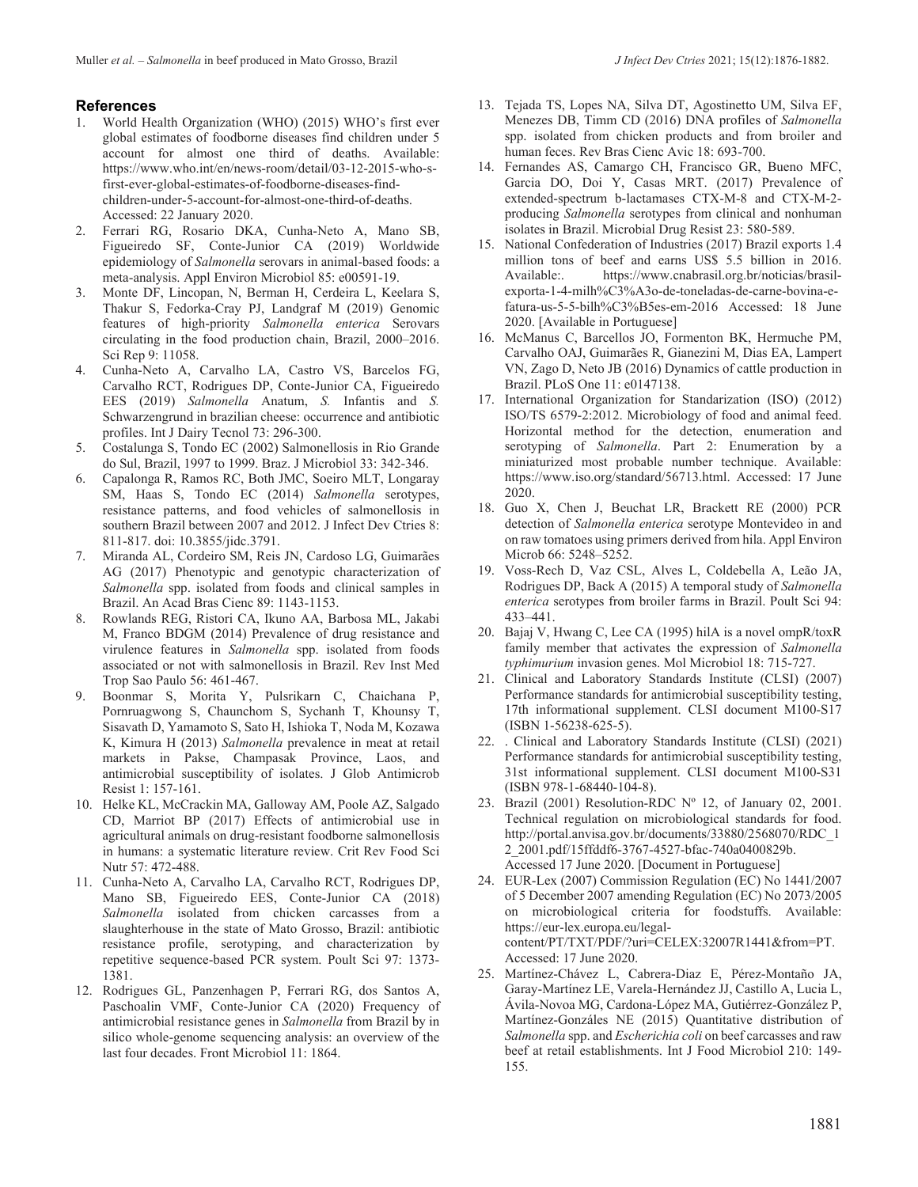## References

1. World Health Organization (WHO) (2015) WHO's first ever global estimates of foodborne diseases find children under 5 account for almost one third of deaths. Available: https://www.who.int/en/news-room/detail/03-12-2015-who-s-first-ever-global-estimates-of-foodborne-diseases-find-children-under-5-account-for-almost-one-third-of-deaths. Accessed: 22 January 2020.
2. Ferrari RG, Rosario DKA, Cunha-Neto A, Mano SB, Figueiredo SF, Conte-Junior CA (2019) Worldwide epidemiology of *Salmonella* serovars in animal-based foods: a meta-analysis. Appl Environ Microbiol 85: e00591-19.
3. Monte DF, Lincopan, N, Berman H, Cerdeira L, Keelara S, Thakur S, Fedorka-Cray PJ, Landgraf M (2019) Genomic features of high-priority *Salmonella enterica* Serovars circulating in the food production chain, Brazil, 2000–2016. Sci Rep 9: 11058.
4. Cunha-Neto A, Carvalho LA, Castro VS, Barcelos FG, Carvalho RCT, Rodrigues DP, Conte-Junior CA, Figueiredo EES (2019) *Salmonella* Anatum, *S.* Infantis and *S.* Schwarzengrund in brazilian cheese: occurrence and antibiotic profiles. Int J Dairy Tecnol 73: 296-300.
5. Costalunga S, Tondo EC (2002) Salmonellosis in Rio Grande do Sul, Brazil, 1997 to 1999. Braz. J Microbiol 33: 342-346.
6. Capalonga R, Ramos RC, Both JMC, Soeiro MLT, Longaray SM, Haas S, Tondo EC (2014) *Salmonella* serotypes, resistance patterns, and food vehicles of salmonellosis in southern Brazil between 2007 and 2012. J Infect Dev Ctries 8: 811-817. doi: 10.3855/jidc.3791.
7. Miranda AL, Cordeiro SM, Reis JN, Cardoso LG, Guimarães AG (2017) Phenotypic and genotypic characterization of *Salmonella* spp. isolated from foods and clinical samples in Brazil. An Acad Bras Cienc 89: 1143-1153.
8. Rowlands REG, Ristori CA, Ikuno AA, Barbosa ML, Jakabi M, Franco BDGM (2014) Prevalence of drug resistance and virulence features in *Salmonella* spp. isolated from foods associated or not with salmonellosis in Brazil. Rev Inst Med Trop Sao Paulo 56: 461-467.
9. Boonmar S, Morita Y, Pulsrikarn C, Chaichana P, Pornruagwong S, Chaunchom S, Sychanh T, Khounsy T, Sisavath D, Yamamoto S, Sato H, Ishioka T, Noda M, Kozawa K, Kimura H (2013) *Salmonella* prevalence in meat at retail markets in Pakse, Champasak Province, Laos, and antimicrobial susceptibility of isolates. J Glob Antimicrob Resist 1: 157-161.
10. Helke KL, McCrackin MA, Galloway AM, Poole AZ, Salgado CD, Marriot BP (2017) Effects of antimicrobial use in agricultural animals on drug-resistant foodborne salmonellosis in humans: a systematic literature review. Crit Rev Food Sci Nutr 57: 472-488.
11. Cunha-Neto A, Carvalho LA, Carvalho RCT, Rodrigues DP, Mano SB, Figueiredo EES, Conte-Junior CA (2018) *Salmonella* isolated from chicken carcasses from a slaughterhouse in the state of Mato Grosso, Brazil: antibiotic resistance profile, serotyping, and characterization by repetitive sequence-based PCR system. Poult Sci 97: 1373-1381.
12. Rodrigues GL, Panzenhagen P, Ferrari RG, dos Santos A, Paschoalin VMF, Conte-Junior CA (2020) Frequency of antimicrobial resistance genes in *Salmonella* from Brazil by in silico whole-genome sequencing analysis: an overview of the last four decades. Front Microbiol 11: 1864.
13. Tejada TS, Lopes NA, Silva DT, Agostinetto UM, Silva EF, Menezes DB, Timm CD (2016) DNA profiles of *Salmonella* spp. isolated from chicken products and from broiler and human feces. Rev Bras Cienc Avic 18: 693-700.
14. Fernandes AS, Camargo CH, Francisco GR, Bueno MFC, Garcia DO, Doi Y, Casas MRT. (2017) Prevalence of extended-spectrum b-lactamases CTX-M-8 and CTX-M-2-producing *Salmonella* serotypes from clinical and nonhuman isolates in Brazil. Microbial Drug Resist 23: 580-589.
15. National Confederation of Industries (2017) Brazil exports 1.4 million tons of beef and earns US$ 5.5 billion in 2016. Available:. https://www.cnabrasil.org.br/noticias/brasil-exporta-1-4-milh%C3%A3o-de-toneladas-de-carne-bovina-e-fatura-us-5-5-bilh%C3%B5es-em-2016 Accessed: 18 June 2020. [Available in Portuguese]
16. McManus C, Barcellos JO, Formenton BK, Hermuche PM, Carvalho OAJ, Guimarães R, Gianezini M, Dias EA, Lampert VN, Zago D, Neto JB (2016) Dynamics of cattle production in Brazil. PLoS One 11: e0147138.
17. International Organization for Standarization (ISO) (2012) ISO/TS 6579-2:2012. Microbiology of food and animal feed. Horizontal method for the detection, enumeration and serotyping of *Salmonella*. Part 2: Enumeration by a miniaturized most probable number technique. Available: https://www.iso.org/standard/56713.html. Accessed: 17 June 2020.
18. Guo X, Chen J, Beuchat LR, Brackett RE (2000) PCR detection of *Salmonella enterica* serotype Montevideo in and on raw tomatoes using primers derived from hila. Appl Environ Microb 66: 5248–5252.
19. Voss-Rech D, Vaz CSL, Alves L, Coldebella A, Leão JA, Rodrigues DP, Back A (2015) A temporal study of *Salmonella enterica* serotypes from broiler farms in Brazil. Poult Sci 94: 433–441.
20. Bajaj V, Hwang C, Lee CA (1995) hilA is a novel ompR/toxR family member that activates the expression of *Salmonella typhimurium* invasion genes. Mol Microbiol 18: 715-727.
21. Clinical and Laboratory Standards Institute (CLSI) (2007) Performance standards for antimicrobial susceptibility testing, 17th informational supplement. CLSI document M100-S17 (ISBN 1-56238-625-5).
22. . Clinical and Laboratory Standards Institute (CLSI) (2021) Performance standards for antimicrobial susceptibility testing, 31st informational supplement. CLSI document M100-S31 (ISBN 978-1-68440-104-8).
23. Brazil (2001) Resolution-RDC Nº 12, of January 02, 2001. Technical regulation on microbiological standards for food. http://portal.anvisa.gov.br/documents/33880/2568070/RDC_12_2001.pdf/15ffddf6-3767-4527-bfac-740a0400829b. Accessed 17 June 2020. [Document in Portuguese]
24. EUR-Lex (2007) Commission Regulation (EC) No 1441/2007 of 5 December 2007 amending Regulation (EC) No 2073/2005 on microbiological criteria for foodstuffs. Available: https://eur-lex.europa.eu/legal-content/PT/TXT/PDF/?uri=CELEX:32007R1441&from=PT. Accessed: 17 June 2020.
25. Martínez-Chávez L, Cabrera-Diaz E, Pérez-Montaño JA, Garay-Martínez LE, Varela-Hernández JJ, Castillo A, Lucia L, Ávila-Novoa MG, Cardona-Lópoz MA, Gutiérrez-González P, Martínez-Gonzáles NE (2015) Quantitative distribution of *Salmonella* spp. and *Escherichia coli* on beef carcasses and raw beef at retail establishments. Int J Food Microbiol 210: 149-155.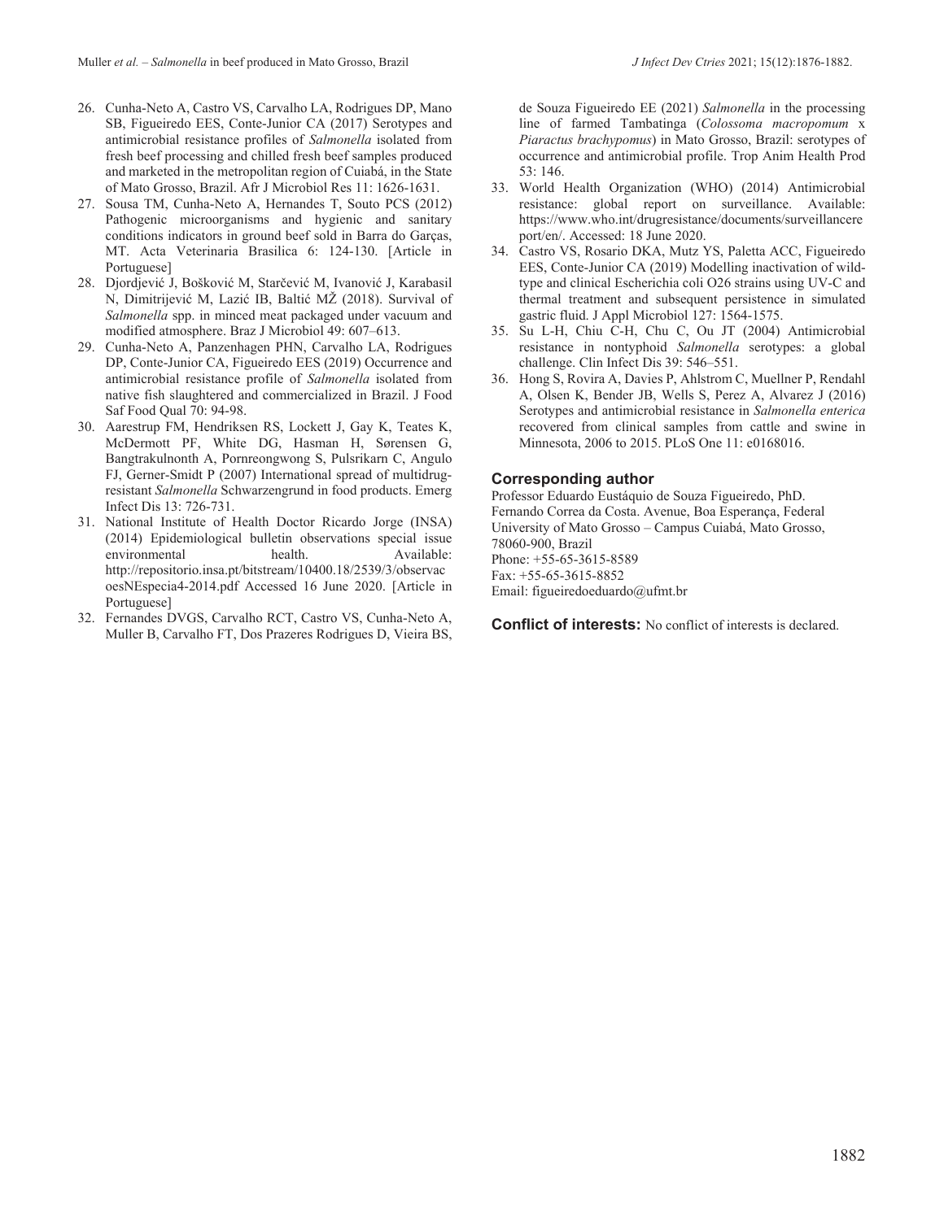26. Cunha-Neto A, Castro VS, Carvalho LA, Rodrigues DP, Mano SB, Figueiredo EES, Conte-Junior CA (2017) Serotypes and antimicrobial resistance profiles of *Salmonella* isolated from fresh beef processing and chilled fresh beef samples produced and marketed in the metropolitan region of Cuiabá, in the State of Mato Grosso, Brazil. Afr J Microbiol Res 11: 1626-1631.
27. Sousa TM, Cunha-Neto A, Hernandes T, Souto PCS (2012) Pathogenic microorganisms and hygienic and sanitary conditions indicators in ground beef sold in Barra do Garças, MT. Acta Veterinaria Brasilica 6: 124-130. [Article in Portuguese]
28. Djordjević J, Bošković M, Starčević M, Ivanović J, Karabasil N, Dimitrijević M, Lazić IB, Baltić MŽ (2018). Survival of *Salmonella* spp. in minced meat packaged under vacuum and modified atmosphere. Braz J Microbiol 49: 607–613.
29. Cunha-Neto A, Panzenhagen PHN, Carvalho LA, Rodrigues DP, Conte-Junior CA, Figueiredo EES (2019) Occurrence and antimicrobial resistance profile of *Salmonella* isolated from native fish slaughtered and commercialized in Brazil. J Food Saf Food Qual 70: 94-98.
30. Aarestrup FM, Hendriksen RS, Lockett J, Gay K, Teates K, McDermott PF, White DG, Hasman H, Sørensen G, Bangtrakulnonth A, Pornreongwong S, Pulsrikarn C, Angulo FJ, Gerner-Smidt P (2007) International spread of multidrug-resistant *Salmonella* Schwarzengrund in food products. Emerg Infect Dis 13: 726-731.
31. National Institute of Health Doctor Ricardo Jorge (INSA) (2014) Epidemiological bulletin observations special issue environmental health. Available: http://repositorio.insa.pt/bitstream/10400.18/2539/3/observacoesNEspecia4-2014.pdf Accessed 16 June 2020. [Article in Portuguese]
32. Fernandes DVGS, Carvalho RCT, Castro VS, Cunha-Neto A, Muller B, Carvalho FT, Dos Prazeres Rodrigues D, Vieira BS, de Souza Figueiredo EE (2021) *Salmonella* in the processing line of farmed Tambatinga (*Colossoma macropomum* x *Piaractus brachypomus*) in Mato Grosso, Brazil: serotypes of occurrence and antimicrobial profile. Trop Anim Health Prod 53: 146.
33. World Health Organization (WHO) (2014) Antimicrobial resistance: global report on surveillance. Available: https://www.who.int/drugresistance/documents/surveillancereport/en/. Accessed: 18 June 2020.
34. Castro VS, Rosario DKA, Mutz YS, Paletta ACC, Figueiredo EES, Conte-Junior CA (2019) Modelling inactivation of wild-type and clinical Escherichia coli O26 strains using UV-C and thermal treatment and subsequent persistence in simulated gastric fluid. J Appl Microbiol 127: 1564-1575.
35. Su L-H, Chiu C-H, Chu C, Ou JT (2004) Antimicrobial resistance in nontyphoid *Salmonella* serotypes: a global challenge. Clin Infect Dis 39: 546–551.
36. Hong S, Rovira A, Davies P, Ahlstrom C, Muellner P, Rendahl A, Olsen K, Bender JB, Wells S, Perez A, Alvarez J (2016) Serotypes and antimicrobial resistance in *Salmonella enterica* recovered from clinical samples from cattle and swine in Minnesota, 2006 to 2015. PLoS One 11: e0168016.

## Corresponding author

Professor Eduardo Eustáquio de Souza Figueiredo, PhD.
Fernando Correa da Costa. Avenue, Boa Esperança, Federal University of Mato Grosso – Campus Cuiabá, Mato Grosso, 78060-900, Brazil
Phone: +55-65-3615-8589
Fax: +55-65-3615-8852
Email: figueiredoeduardo@ufmt.br

**Conflict of interests:** No conflict of interests is declared.